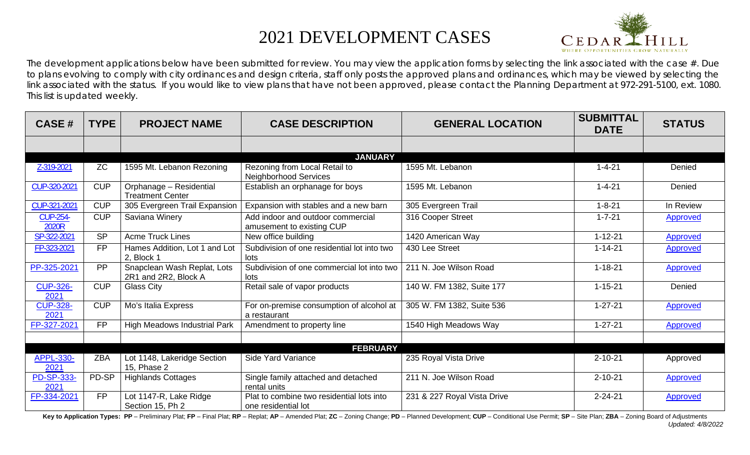# 2021 DEVELOPMENT CASES

The development applications below have been submitted for review. You may view the application forms by selecting the link associated with the case #. Due to plans evolving to comply with city ordinances and design criteria, staff only posts the approved plans and ordinances, which may be viewed by selecting the link associated with the status. If you would like to view plans that have not been approved, please contact the Planning Department at 972-291-5100, ext. 1080. This list is updated weekly.

| CASE # | TYPE | PROJECT NAME | CASE DESCRIPTION | GENERAL LOCATION | SUBMITTAL DATE | STATUS |
|---|---|---|---|---|---|---|
| | | | | | | |
| | | | **JANUARY** | | | |
| Z-319-2021 | ZC | 1595 Mt. Lebanon Rezoning | Rezoning from Local Retail to Neighborhood Services | 1595 Mt. Lebanon | 1-4-21 | Denied |
| CUP-320-2021 | CUP | Orphanage – Residential Treatment Center | Establish an orphanage for boys | 1595 Mt. Lebanon | 1-4-21 | Denied |
| CUP-321-2021 | CUP | 305 Evergreen Trail Expansion | Expansion with stables and a new barn | 305 Evergreen Trail | 1-8-21 | In Review |
| CUP-254-2020R | CUP | Saviana Winery | Add indoor and outdoor commercial amusement to existing CUP | 316 Cooper Street | 1-7-21 | Approved |
| SP-322-2021 | SP | Acme Truck Lines | New office building | 1420 American Way | 1-12-21 | Approved |
| FP-323-2021 | FP | Hames Addition, Lot 1 and Lot 2, Block 1 | Subdivision of one residential lot into two lots | 430 Lee Street | 1-14-21 | Approved |
| PP-325-2021 | PP | Snapclean Wash Replat, Lots 2R1 and 2R2, Block A | Subdivision of one commercial lot into two lots | 211 N. Joe Wilson Road | 1-18-21 | Approved |
| CUP-326-2021 | CUP | Glass City | Retail sale of vapor products | 140 W. FM 1382, Suite 177 | 1-15-21 | Denied |
| CUP-328-2021 | CUP | Mo's Italia Express | For on-premise consumption of alcohol at a restaurant | 305 W. FM 1382, Suite 536 | 1-27-21 | Approved |
| FP-327-2021 | FP | High Meadows Industrial Park | Amendment to property line | 1540 High Meadows Way | 1-27-21 | Approved |
| | | | | | | |
| | | | **FEBRUARY** | | | |
| APPL-330-2021 | ZBA | Lot 1148, Lakeridge Section 15, Phase 2 | Side Yard Variance | 235 Royal Vista Drive | 2-10-21 | Approved |
| PD-SP-333-2021 | PD-SP | Highlands Cottages | Single family attached and detached rental units | 211 N. Joe Wilson Road | 2-10-21 | Approved |
| FP-334-2021 | FP | Lot 1147-R, Lake Ridge Section 15, Ph 2 | Plat to combine two residential lots into one residential lot | 231 & 227 Royal Vista Drive | 2-24-21 | Approved |

**Key to Application Types: PP** – Preliminary Plat; **FP** – Final Plat; **RP** – Replat; **AP** – Amended Plat; **ZC** – Zoning Change; **PD** – Planned Development; **CUP** – Conditional Use Permit; **SP** – Site Plan; **ZBA** – Zoning Board of Adjustments

*Updated: 4/8/2022*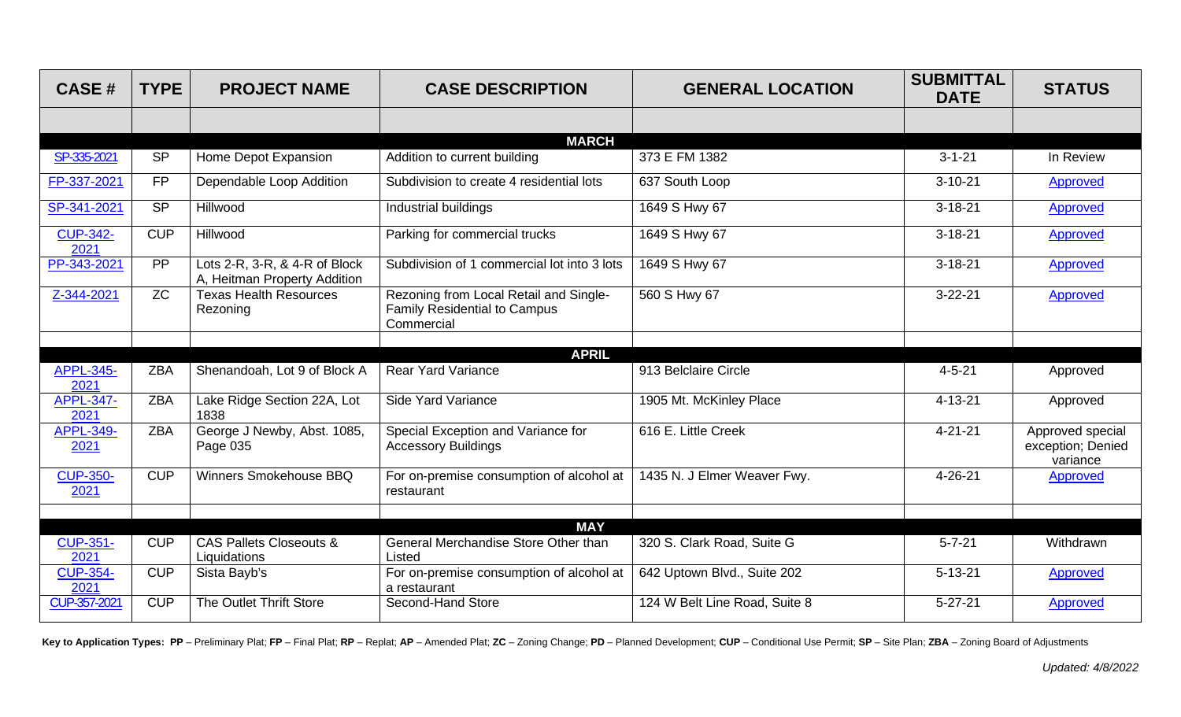| CASE # | TYPE | PROJECT NAME | CASE DESCRIPTION | GENERAL LOCATION | SUBMITTAL DATE | STATUS |
|---|---|---|---|---|---|---|
| | | | | | | |
| | | | **MARCH** | | | |
| SP-335-2021 | SP | Home Depot Expansion | Addition to current building | 373 E FM 1382 | 3-1-21 | In Review |
| FP-337-2021 | FP | Dependable Loop Addition | Subdivision to create 4 residential lots | 637 South Loop | 3-10-21 | Approved |
| SP-341-2021 | SP | Hillwood | Industrial buildings | 1649 S Hwy 67 | 3-18-21 | Approved |
| CUP-342-2021 | CUP | Hillwood | Parking for commercial trucks | 1649 S Hwy 67 | 3-18-21 | Approved |
| PP-343-2021 | PP | Lots 2-R, 3-R, & 4-R of Block A, Heitman Property Addition | Subdivision of 1 commercial lot into 3 lots | 1649 S Hwy 67 | 3-18-21 | Approved |
| Z-344-2021 | ZC | Texas Health Resources Rezoning | Rezoning from Local Retail and Single-Family Residential to Campus Commercial | 560 S Hwy 67 | 3-22-21 | Approved |
| | | | | | | |
| | | | **APRIL** | | | |
| APPL-345-2021 | ZBA | Shenandoah, Lot 9 of Block A | Rear Yard Variance | 913 Belclaire Circle | 4-5-21 | Approved |
| APPL-347-2021 | ZBA | Lake Ridge Section 22A, Lot 1838 | Side Yard Variance | 1905 Mt. McKinley Place | 4-13-21 | Approved |
| APPL-349-2021 | ZBA | George J Newby, Abst. 1085, Page 035 | Special Exception and Variance for Accessory Buildings | 616 E. Little Creek | 4-21-21 | Approved special exception; Denied variance |
| CUP-350-2021 | CUP | Winners Smokehouse BBQ | For on-premise consumption of alcohol at restaurant | 1435 N. J Elmer Weaver Fwy. | 4-26-21 | Approved |
| | | | | | | |
| | | | **MAY** | | | |
| CUP-351-2021 | CUP | CAS Pallets Closeouts & Liquidations | General Merchandise Store Other than Listed | 320 S. Clark Road, Suite G | 5-7-21 | Withdrawn |
| CUP-354-2021 | CUP | Sista Bayb's | For on-premise consumption of alcohol at a restaurant | 642 Uptown Blvd., Suite 202 | 5-13-21 | Approved |
| CUP-357-2021 | CUP | The Outlet Thrift Store | Second-Hand Store | 124 W Belt Line Road, Suite 8 | 5-27-21 | Approved |

**Key to Application Types: PP** – Preliminary Plat; **FP** – Final Plat; **RP** – Replat; **AP** – Amended Plat; **ZC** – Zoning Change; **PD** – Planned Development; **CUP** – Conditional Use Permit; **SP** – Site Plan; **ZBA** – Zoning Board of Adjustments

*Updated: 4/8/2022*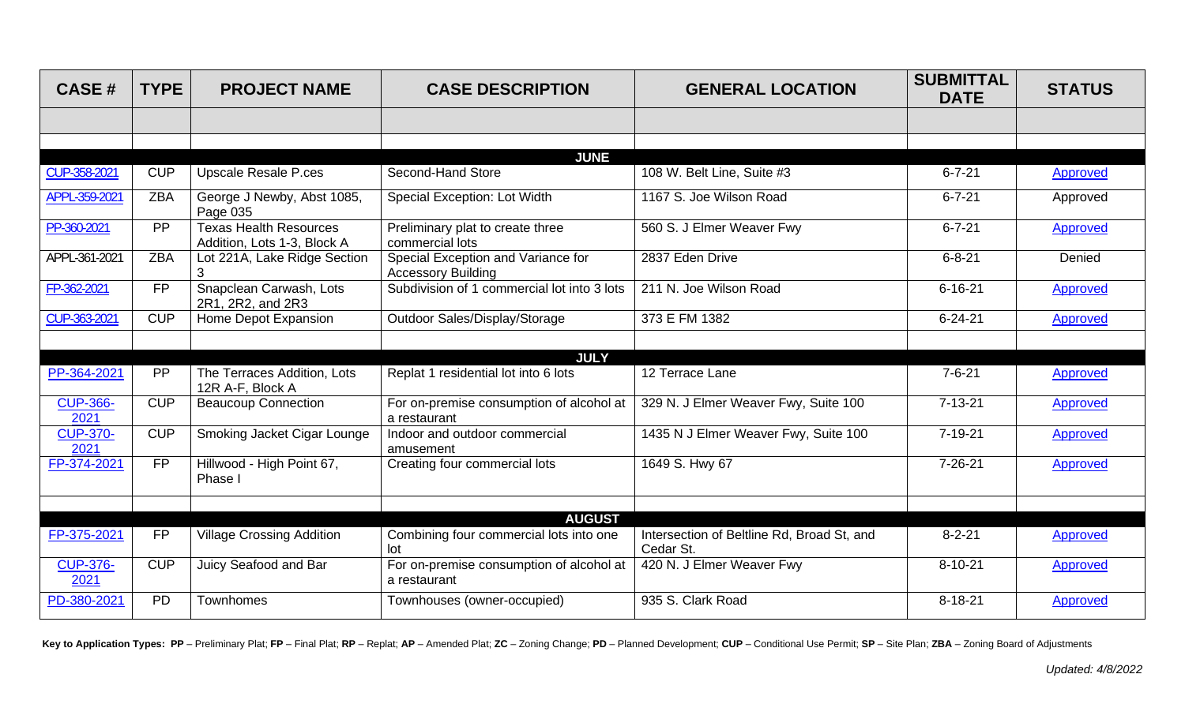| CASE # | TYPE | PROJECT NAME | CASE DESCRIPTION | GENERAL LOCATION | SUBMITTAL DATE | STATUS |
|---|---|---|---|---|---|---|
| | | | | | | |
| | | | | | | |
| | | | **JUNE** | | | |
| CUP-358-2021 | CUP | Upscale Resale P.ces | Second-Hand Store | 108 W. Belt Line, Suite #3 | 6-7-21 | Approved |
| APPL-359-2021 | ZBA | George J Newby, Abst 1085, Page 035 | Special Exception: Lot Width | 1167 S. Joe Wilson Road | 6-7-21 | Approved |
| PP-360-2021 | PP | Texas Health Resources Addition, Lots 1-3, Block A | Preliminary plat to create three commercial lots | 560 S. J Elmer Weaver Fwy | 6-7-21 | Approved |
| APPL-361-2021 | ZBA | Lot 221A, Lake Ridge Section 3 | Special Exception and Variance for Accessory Building | 2837 Eden Drive | 6-8-21 | Denied |
| FP-362-2021 | FP | Snapclean Carwash, Lots 2R1, 2R2, and 2R3 | Subdivision of 1 commercial lot into 3 lots | 211 N. Joe Wilson Road | 6-16-21 | Approved |
| CUP-363-2021 | CUP | Home Depot Expansion | Outdoor Sales/Display/Storage | 373 E FM 1382 | 6-24-21 | Approved |
| | | | | | | |
| | | | **JULY** | | | |
| PP-364-2021 | PP | The Terraces Addition, Lots 12R A-F, Block A | Replat 1 residential lot into 6 lots | 12 Terrace Lane | 7-6-21 | Approved |
| CUP-366-2021 | CUP | Beaucoup Connection | For on-premise consumption of alcohol at a restaurant | 329 N. J Elmer Weaver Fwy, Suite 100 | 7-13-21 | Approved |
| CUP-370-2021 | CUP | Smoking Jacket Cigar Lounge | Indoor and outdoor commercial amusement | 1435 N J Elmer Weaver Fwy, Suite 100 | 7-19-21 | Approved |
| FP-374-2021 | FP | Hillwood - High Point 67, Phase I | Creating four commercial lots | 1649 S. Hwy 67 | 7-26-21 | Approved |
| | | | | | | |
| | | | **AUGUST** | | | |
| FP-375-2021 | FP | Village Crossing Addition | Combining four commercial lots into one lot | Intersection of Beltline Rd, Broad St, and Cedar St. | 8-2-21 | Approved |
| CUP-376-2021 | CUP | Juicy Seafood and Bar | For on-premise consumption of alcohol at a restaurant | 420 N. J Elmer Weaver Fwy | 8-10-21 | Approved |
| PD-380-2021 | PD | Townhomes | Townhouses (owner-occupied) | 935 S. Clark Road | 8-18-21 | Approved |

**Key to Application Types: PP** – Preliminary Plat; **FP** – Final Plat; **RP** – Replat; **AP** – Amended Plat; **ZC** – Zoning Change; **PD** – Planned Development; **CUP** – Conditional Use Permit; **SP** – Site Plan; **ZBA** – Zoning Board of Adjustments

*Updated: 4/8/2022*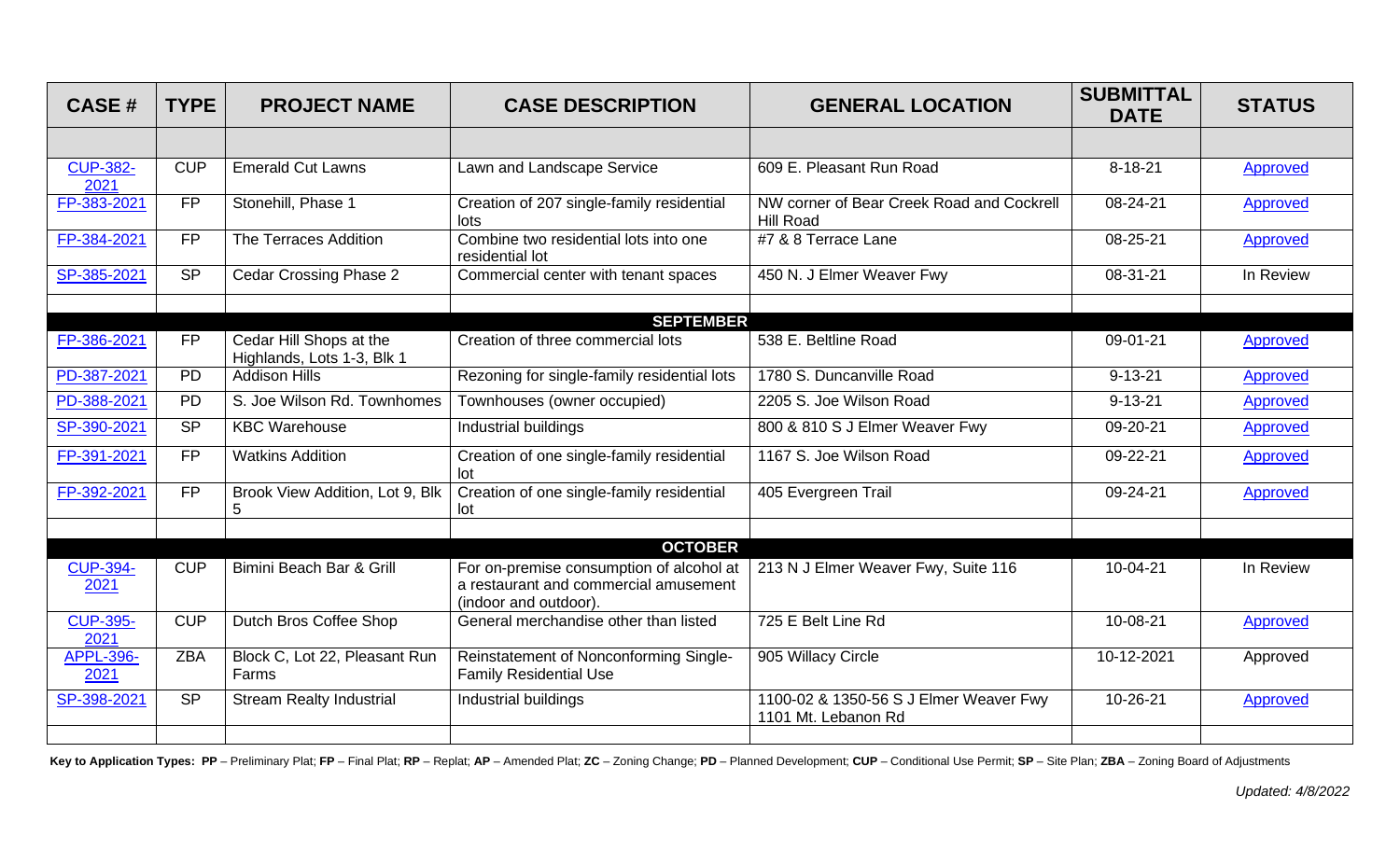| CASE # | TYPE | PROJECT NAME | CASE DESCRIPTION | GENERAL LOCATION | SUBMITTAL DATE | STATUS |
|---|---|---|---|---|---|---|
| | | | | | | |
| CUP-382-2021 | CUP | Emerald Cut Lawns | Lawn and Landscape Service | 609 E. Pleasant Run Road | 8-18-21 | Approved |
| FP-383-2021 | FP | Stonehill, Phase 1 | Creation of 207 single-family residential lots | NW corner of Bear Creek Road and Cockrell Hill Road | 08-24-21 | Approved |
| FP-384-2021 | FP | The Terraces Addition | Combine two residential lots into one residential lot | #7 & 8 Terrace Lane | 08-25-21 | Approved |
| SP-385-2021 | SP | Cedar Crossing Phase 2 | Commercial center with tenant spaces | 450 N. J Elmer Weaver Fwy | 08-31-21 | In Review |
| | | | | | | |
| **SEPTEMBER** | | | | | | |
| FP-386-2021 | FP | Cedar Hill Shops at the Highlands, Lots 1-3, Blk 1 | Creation of three commercial lots | 538 E. Beltline Road | 09-01-21 | Approved |
| PD-387-2021 | PD | Addison Hills | Rezoning for single-family residential lots | 1780 S. Duncanville Road | 9-13-21 | Approved |
| PD-388-2021 | PD | S. Joe Wilson Rd. Townhomes | Townhouses (owner occupied) | 2205 S. Joe Wilson Road | 9-13-21 | Approved |
| SP-390-2021 | SP | KBC Warehouse | Industrial buildings | 800 & 810 S J Elmer Weaver Fwy | 09-20-21 | Approved |
| FP-391-2021 | FP | Watkins Addition | Creation of one single-family residential lot | 1167 S. Joe Wilson Road | 09-22-21 | Approved |
| FP-392-2021 | FP | Brook View Addition, Lot 9, Blk 5 | Creation of one single-family residential lot | 405 Evergreen Trail | 09-24-21 | Approved |
| | | | | | | |
| **OCTOBER** | | | | | | |
| CUP-394-2021 | CUP | Bimini Beach Bar & Grill | For on-premise consumption of alcohol at a restaurant and commercial amusement (indoor and outdoor). | 213 N J Elmer Weaver Fwy, Suite 116 | 10-04-21 | In Review |
| CUP-395-2021 | CUP | Dutch Bros Coffee Shop | General merchandise other than listed | 725 E Belt Line Rd | 10-08-21 | Approved |
| APPL-396-2021 | ZBA | Block C, Lot 22, Pleasant Run Farms | Reinstatement of Nonconforming Single-Family Residential Use | 905 Willacy Circle | 10-12-2021 | Approved |
| SP-398-2021 | SP | Stream Realty Industrial | Industrial buildings | 1100-02 & 1350-56 S J Elmer Weaver Fwy 1101 Mt. Lebanon Rd | 10-26-21 | Approved |
| | | | | | | |

**Key to Application Types: PP** – Preliminary Plat; **FP** – Final Plat; **RP** – Replat; **AP** – Amended Plat; **ZC** – Zoning Change; **PD** – Planned Development; **CUP** – Conditional Use Permit; **SP** – Site Plan; **ZBA** – Zoning Board of Adjustments

*Updated: 4/8/2022*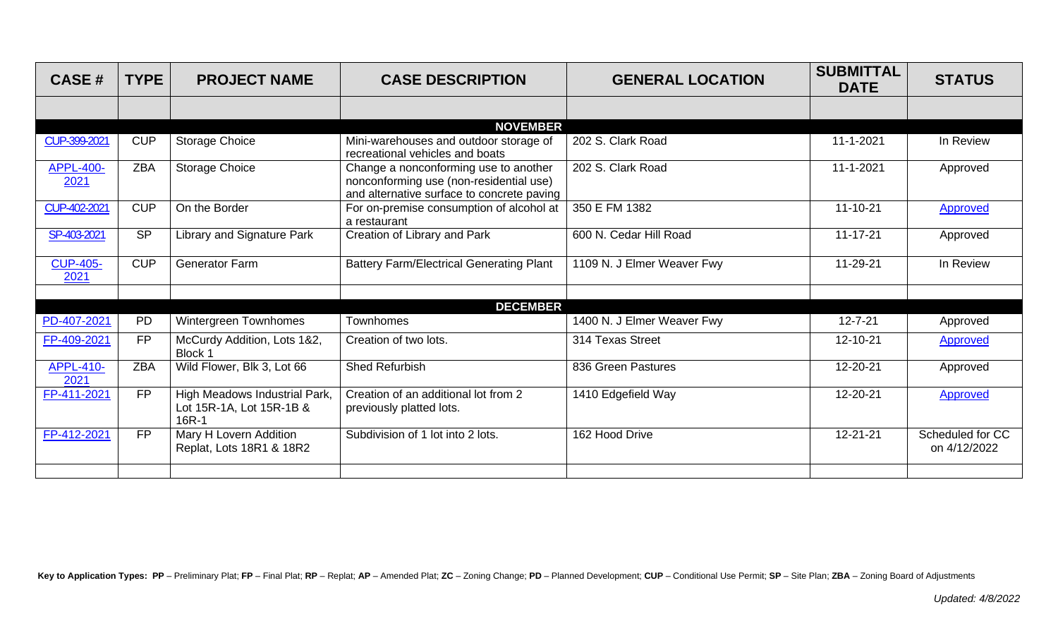| CASE # | TYPE | PROJECT NAME | CASE DESCRIPTION | GENERAL LOCATION | SUBMITTAL DATE | STATUS |
|---|---|---|---|---|---|---|
| | | | | | | |
| | | | **NOVEMBER** | | | |
| CUP-399-2021 | CUP | Storage Choice | Mini-warehouses and outdoor storage of recreational vehicles and boats | 202 S. Clark Road | 11-1-2021 | In Review |
| APPL-400-2021 | ZBA | Storage Choice | Change a nonconforming use to another nonconforming use (non-residential use) and alternative surface to concrete paving | 202 S. Clark Road | 11-1-2021 | Approved |
| CUP-402-2021 | CUP | On the Border | For on-premise consumption of alcohol at a restaurant | 350 E FM 1382 | 11-10-21 | Approved |
| SP-403-2021 | SP | Library and Signature Park | Creation of Library and Park | 600 N. Cedar Hill Road | 11-17-21 | Approved |
| CUP-405-2021 | CUP | Generator Farm | Battery Farm/Electrical Generating Plant | 1109 N. J Elmer Weaver Fwy | 11-29-21 | In Review |
| | | | | | | |
| | | | **DECEMBER** | | | |
| PD-407-2021 | PD | Wintergreen Townhomes | Townhomes | 1400 N. J Elmer Weaver Fwy | 12-7-21 | Approved |
| FP-409-2021 | FP | McCurdy Addition, Lots 1&2, Block 1 | Creation of two lots. | 314 Texas Street | 12-10-21 | Approved |
| APPL-410-2021 | ZBA | Wild Flower, Blk 3, Lot 66 | Shed Refurbish | 836 Green Pastures | 12-20-21 | Approved |
| FP-411-2021 | FP | High Meadows Industrial Park, Lot 15R-1A, Lot 15R-1B & 16R-1 | Creation of an additional lot from 2 previously platted lots. | 1410 Edgefield Way | 12-20-21 | Approved |
| FP-412-2021 | FP | Mary H Lovern Addition Replat, Lots 18R1 & 18R2 | Subdivision of 1 lot into 2 lots. | 162 Hood Drive | 12-21-21 | Scheduled for CC on 4/12/2022 |
| | | | | | | |

**Key to Application Types: PP** – Preliminary Plat; **FP** – Final Plat; **RP** – Replat; **AP** – Amended Plat; **ZC** – Zoning Change; **PD** – Planned Development; **CUP** – Conditional Use Permit; **SP** – Site Plan; **ZBA** – Zoning Board of Adjustments

*Updated: 4/8/2022*